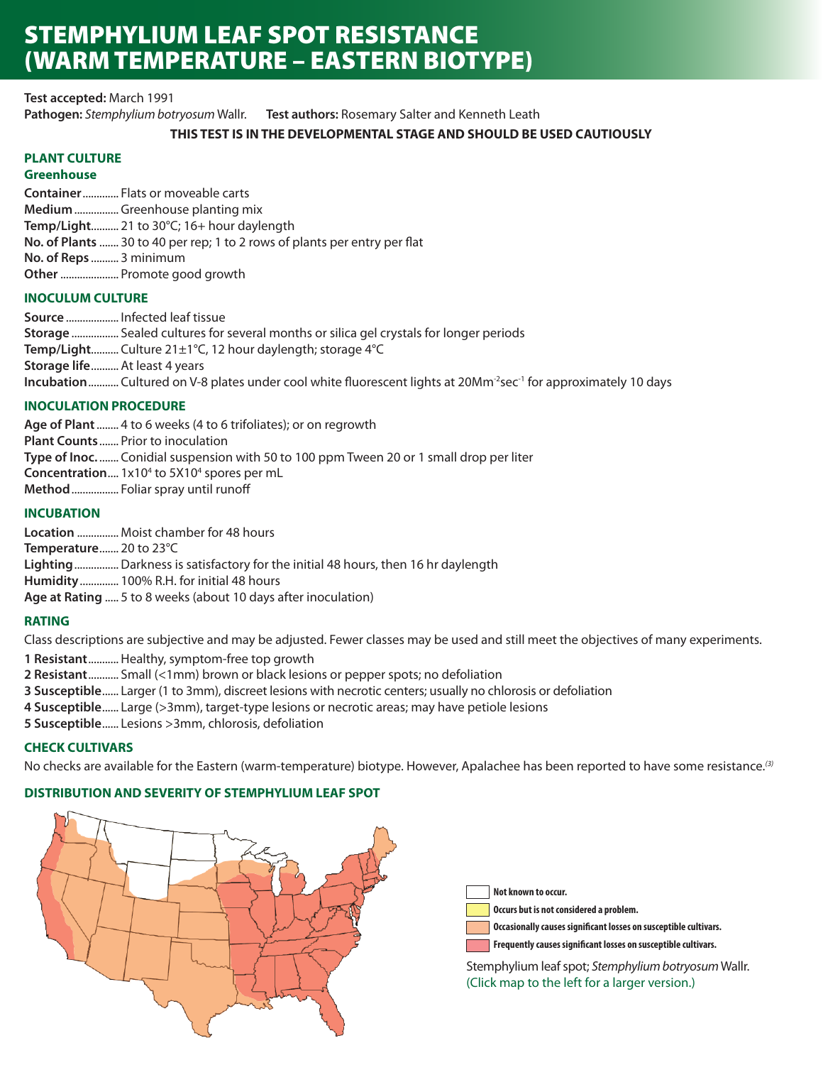# STEMPHYLIUM LEAF SPOT RESISTANCE (WARM TEMPERATURE – EASTERN BIOTYPE)

**Test accepted:** March 1991

**Pathogen:** *Stemphylium botryosum* Wallr. **Test authors:** Rosemary Salter and Kenneth Leath

**THIS TEST IS IN THE DEVELOPMENTAL STAGE AND SHOULD BE USED CAUTIOUSLY**

## PLANT CULTURE

### Greenhouse

**Container**............ Flats or moveable carts
**Medium**................ Greenhouse planting mix
**Temp/Light**.......... 21 to 30°C; 16+ hour daylength
**No. of Plants**....... 30 to 40 per rep; 1 to 2 rows of plants per entry per flat
**No. of Reps**.......... 3 minimum
**Other**.................... Promote good growth

## INOCULUM CULTURE

**Source**................... Infected leaf tissue
**Storage**................. Sealed cultures for several months or silica gel crystals for longer periods
**Temp/Light**.......... Culture 21±1°C, 12 hour daylength; storage 4°C
**Storage life**.......... At least 4 years
**Incubation**........... Cultured on V-8 plates under cool white fluorescent lights at 20Mm$^{-2}$sec$^{-1}$ for approximately 10 days

## INOCULATION PROCEDURE

**Age of Plant**........ 4 to 6 weeks (4 to 6 trifoliates); or on regrowth
**Plant Counts**....... Prior to inoculation
**Type of Inoc.**....... Conidial suspension with 50 to 100 ppm Tween 20 or 1 small drop per liter
**Concentration**.... $1 \times 10^4$ to $5 \times 10^4$ spores per mL
**Method**................ Foliar spray until runoff

## INCUBATION

**Location**............... Moist chamber for 48 hours
**Temperature**....... 20 to 23°C
**Lighting**................ Darkness is satisfactory for the initial 48 hours, then 16 hr daylength
**Humidity**............. 100% R.H. for initial 48 hours
**Age at Rating**..... 5 to 8 weeks (about 10 days after inoculation)

## RATING

Class descriptions are subjective and may be adjusted. Fewer classes may be used and still meet the objectives of many experiments.

**1 Resistant**........... Healthy, symptom-free top growth
**2 Resistant**........... Small (<1mm) brown or black lesions or pepper spots; no defoliation
**3 Susceptible**...... Larger (1 to 3mm), discreet lesions with necrotic centers; usually no chlorosis or defoliation
**4 Susceptible**...... Large (>3mm), target-type lesions or necrotic areas; may have petiole lesions
**5 Susceptible**...... Lesions >3mm, chlorosis, defoliation

## CHECK CULTIVARS

No checks are available for the Eastern (warm-temperature) biotype. However, Apalachee has been reported to have some resistance.[3]

## DISTRIBUTION AND SEVERITY OF STEMPHYLIUM LEAF SPOT

- Not known to occur.
- Occurs but is not considered a problem.
- Occasionally causes significant losses on susceptible cultivars.
- Frequently causes significant losses on susceptible cultivars.

Stemphylium leaf spot; *Stemphylium botryosum* Wallr.
(Click map to the left for a larger version.)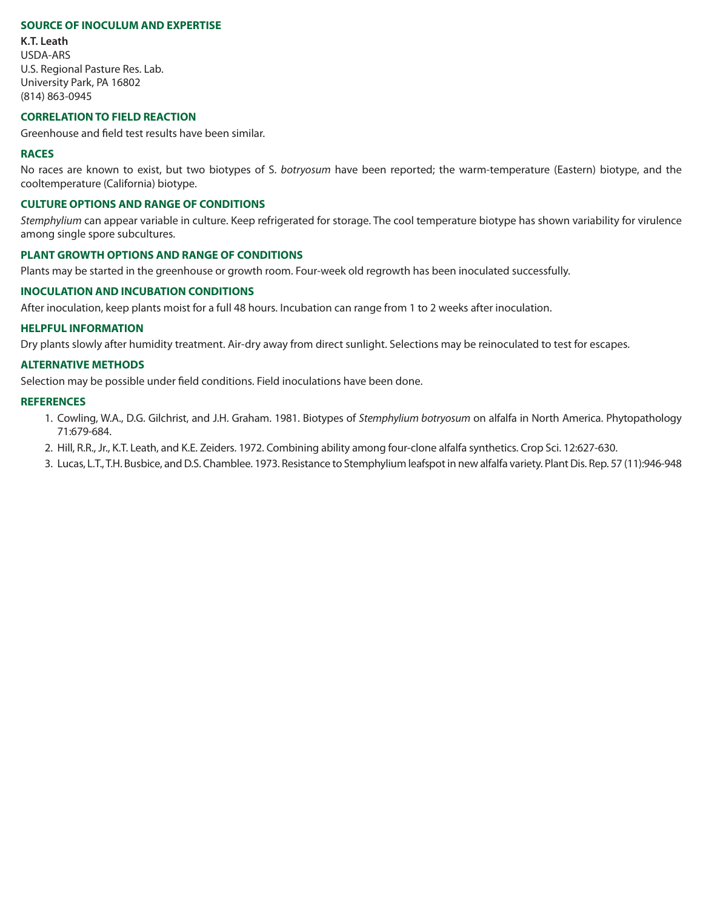## SOURCE OF INOCULUM AND EXPERTISE

**K.T. Leath**
USDA-ARS
U.S. Regional Pasture Res. Lab.
University Park, PA 16802
(814) 863-0945

## CORRELATION TO FIELD REACTION

Greenhouse and field test results have been similar.

## RACES

No races are known to exist, but two biotypes of S. *botryosum* have been reported; the warm-temperature (Eastern) biotype, and the cooltemperature (California) biotype.

## CULTURE OPTIONS AND RANGE OF CONDITIONS

*Stemphylium* can appear variable in culture. Keep refrigerated for storage. The cool temperature biotype has shown variability for virulence among single spore subcultures.

## PLANT GROWTH OPTIONS AND RANGE OF CONDITIONS

Plants may be started in the greenhouse or growth room. Four-week old regrowth has been inoculated successfully.

## INOCULATION AND INCUBATION CONDITIONS

After inoculation, keep plants moist for a full 48 hours. Incubation can range from 1 to 2 weeks after inoculation.

## HELPFUL INFORMATION

Dry plants slowly after humidity treatment. Air-dry away from direct sunlight. Selections may be reinoculated to test for escapes.

## ALTERNATIVE METHODS

Selection may be possible under field conditions. Field inoculations have been done.

## REFERENCES

1. Cowling, W.A., D.G. Gilchrist, and J.H. Graham. 1981. Biotypes of *Stemphylium botryosum* on alfalfa in North America. Phytopathology 71:679-684.
2. Hill, R.R., Jr., K.T. Leath, and K.E. Zeiders. 1972. Combining ability among four-clone alfalfa synthetics. Crop Sci. 12:627-630.
3. Lucas, L.T., T.H. Busbice, and D.S. Chamblee. 1973. Resistance to Stemphylium leafspot in new alfalfa variety. Plant Dis. Rep. 57 (11):946-948